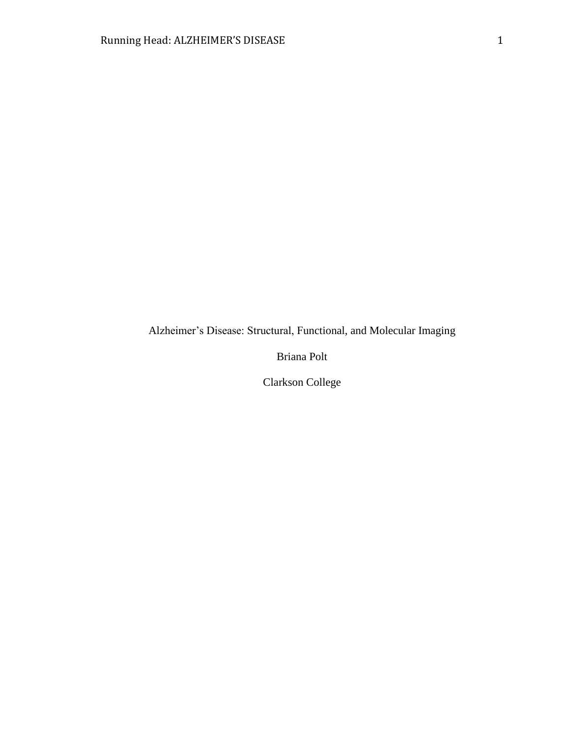Alzheimer’s Disease: Structural, Functional, and Molecular Imaging

Briana Polt

Clarkson College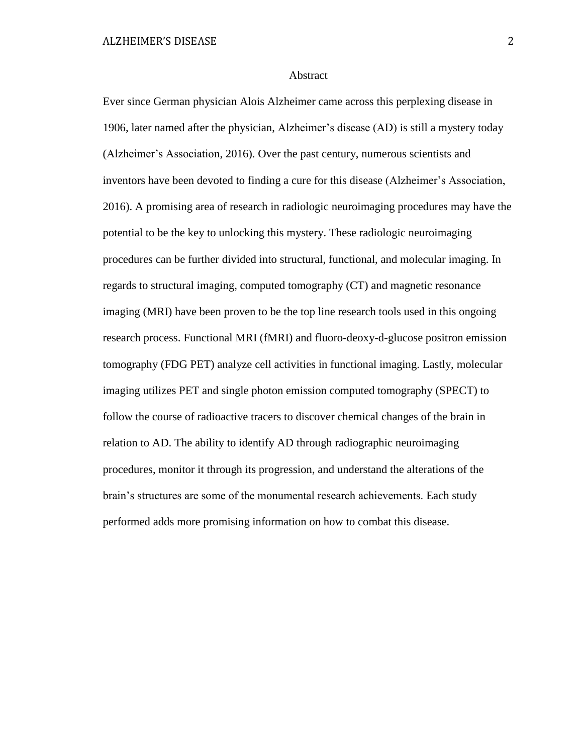# Abstract

Ever since German physician Alois Alzheimer came across this perplexing disease in 1906, later named after the physician, Alzheimer's disease (AD) is still a mystery today (Alzheimer's Association, 2016). Over the past century, numerous scientists and inventors have been devoted to finding a cure for this disease (Alzheimer's Association, 2016). A promising area of research in radiologic neuroimaging procedures may have the potential to be the key to unlocking this mystery. These radiologic neuroimaging procedures can be further divided into structural, functional, and molecular imaging. In regards to structural imaging, computed tomography (CT) and magnetic resonance imaging (MRI) have been proven to be the top line research tools used in this ongoing research process. Functional MRI (fMRI) and fluoro-deoxy-d-glucose positron emission tomography (FDG PET) analyze cell activities in functional imaging. Lastly, molecular imaging utilizes PET and single photon emission computed tomography (SPECT) to follow the course of radioactive tracers to discover chemical changes of the brain in relation to AD. The ability to identify AD through radiographic neuroimaging procedures, monitor it through its progression, and understand the alterations of the brain's structures are some of the monumental research achievements. Each study performed adds more promising information on how to combat this disease.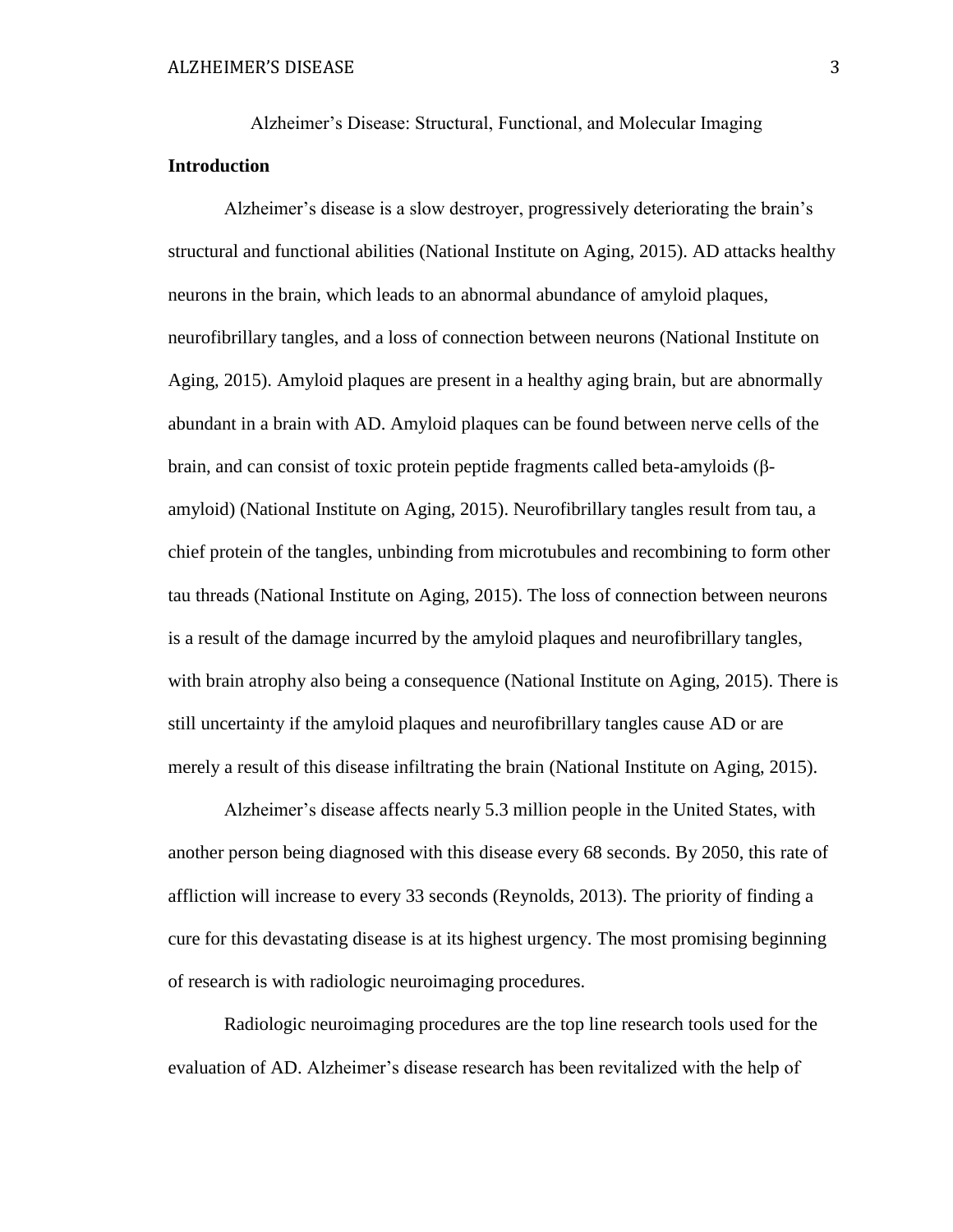Alzheimer's Disease: Structural, Functional, and Molecular Imaging

## Introduction

Alzheimer's disease is a slow destroyer, progressively deteriorating the brain's structural and functional abilities (National Institute on Aging, 2015). AD attacks healthy neurons in the brain, which leads to an abnormal abundance of amyloid plaques, neurofibrillary tangles, and a loss of connection between neurons (National Institute on Aging, 2015). Amyloid plaques are present in a healthy aging brain, but are abnormally abundant in a brain with AD. Amyloid plaques can be found between nerve cells of the brain, and can consist of toxic protein peptide fragments called beta-amyloids (β-amyloid) (National Institute on Aging, 2015). Neurofibrillary tangles result from tau, a chief protein of the tangles, unbinding from microtubules and recombining to form other tau threads (National Institute on Aging, 2015). The loss of connection between neurons is a result of the damage incurred by the amyloid plaques and neurofibrillary tangles, with brain atrophy also being a consequence (National Institute on Aging, 2015). There is still uncertainty if the amyloid plaques and neurofibrillary tangles cause AD or are merely a result of this disease infiltrating the brain (National Institute on Aging, 2015).

Alzheimer's disease affects nearly 5.3 million people in the United States, with another person being diagnosed with this disease every 68 seconds. By 2050, this rate of affliction will increase to every 33 seconds (Reynolds, 2013). The priority of finding a cure for this devastating disease is at its highest urgency. The most promising beginning of research is with radiologic neuroimaging procedures.

Radiologic neuroimaging procedures are the top line research tools used for the evaluation of AD. Alzheimer's disease research has been revitalized with the help of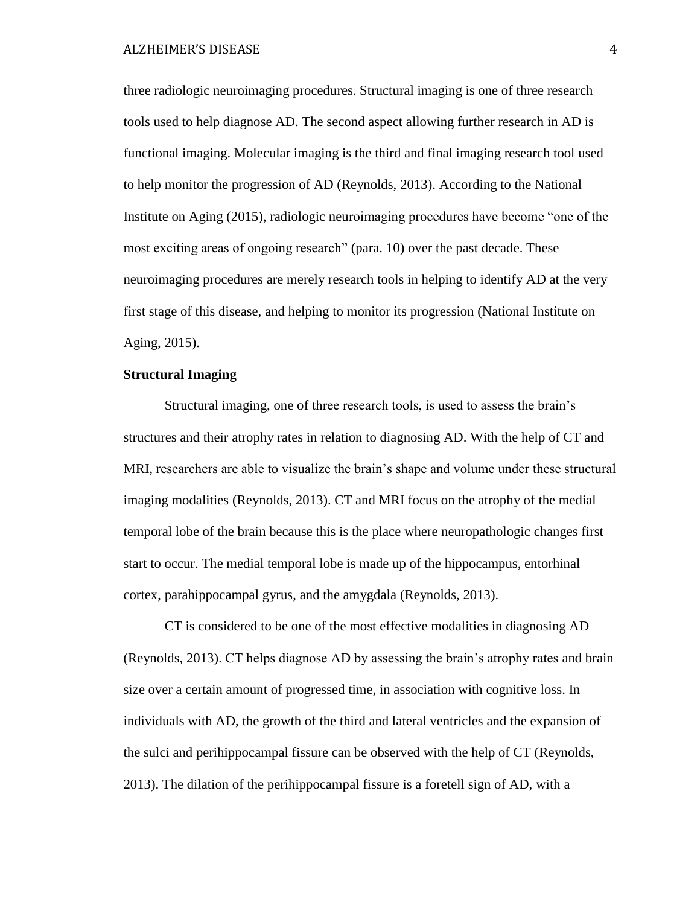three radiologic neuroimaging procedures. Structural imaging is one of three research tools used to help diagnose AD. The second aspect allowing further research in AD is functional imaging. Molecular imaging is the third and final imaging research tool used to help monitor the progression of AD (Reynolds, 2013). According to the National Institute on Aging (2015), radiologic neuroimaging procedures have become "one of the most exciting areas of ongoing research" (para. 10) over the past decade. These neuroimaging procedures are merely research tools in helping to identify AD at the very first stage of this disease, and helping to monitor its progression (National Institute on Aging, 2015).

**Structural Imaging**

Structural imaging, one of three research tools, is used to assess the brain's structures and their atrophy rates in relation to diagnosing AD. With the help of CT and MRI, researchers are able to visualize the brain's shape and volume under these structural imaging modalities (Reynolds, 2013). CT and MRI focus on the atrophy of the medial temporal lobe of the brain because this is the place where neuropathologic changes first start to occur. The medial temporal lobe is made up of the hippocampus, entorhinal cortex, parahippocampal gyrus, and the amygdala (Reynolds, 2013).

CT is considered to be one of the most effective modalities in diagnosing AD (Reynolds, 2013). CT helps diagnose AD by assessing the brain's atrophy rates and brain size over a certain amount of progressed time, in association with cognitive loss. In individuals with AD, the growth of the third and lateral ventricles and the expansion of the sulci and perihippocampal fissure can be observed with the help of CT (Reynolds, 2013). The dilation of the perihippocampal fissure is a foretell sign of AD, with a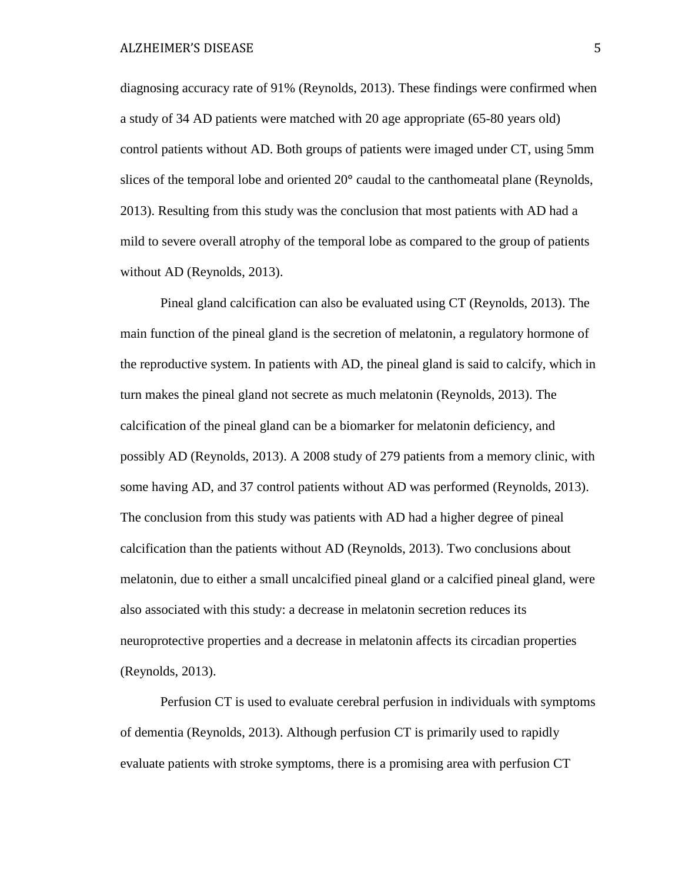diagnosing accuracy rate of 91% (Reynolds, 2013). These findings were confirmed when a study of 34 AD patients were matched with 20 age appropriate (65-80 years old) control patients without AD. Both groups of patients were imaged under CT, using 5mm slices of the temporal lobe and oriented 20° caudal to the canthomeatal plane (Reynolds, 2013). Resulting from this study was the conclusion that most patients with AD had a mild to severe overall atrophy of the temporal lobe as compared to the group of patients without AD (Reynolds, 2013).

Pineal gland calcification can also be evaluated using CT (Reynolds, 2013). The main function of the pineal gland is the secretion of melatonin, a regulatory hormone of the reproductive system. In patients with AD, the pineal gland is said to calcify, which in turn makes the pineal gland not secrete as much melatonin (Reynolds, 2013). The calcification of the pineal gland can be a biomarker for melatonin deficiency, and possibly AD (Reynolds, 2013). A 2008 study of 279 patients from a memory clinic, with some having AD, and 37 control patients without AD was performed (Reynolds, 2013). The conclusion from this study was patients with AD had a higher degree of pineal calcification than the patients without AD (Reynolds, 2013). Two conclusions about melatonin, due to either a small uncalcified pineal gland or a calcified pineal gland, were also associated with this study: a decrease in melatonin secretion reduces its neuroprotective properties and a decrease in melatonin affects its circadian properties (Reynolds, 2013).

Perfusion CT is used to evaluate cerebral perfusion in individuals with symptoms of dementia (Reynolds, 2013). Although perfusion CT is primarily used to rapidly evaluate patients with stroke symptoms, there is a promising area with perfusion CT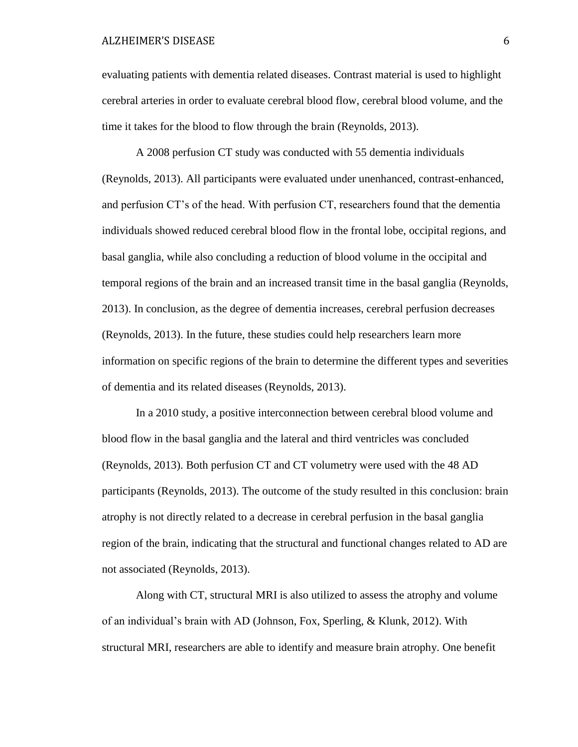evaluating patients with dementia related diseases. Contrast material is used to highlight cerebral arteries in order to evaluate cerebral blood flow, cerebral blood volume, and the time it takes for the blood to flow through the brain (Reynolds, 2013).

A 2008 perfusion CT study was conducted with 55 dementia individuals (Reynolds, 2013). All participants were evaluated under unenhanced, contrast-enhanced, and perfusion CT's of the head. With perfusion CT, researchers found that the dementia individuals showed reduced cerebral blood flow in the frontal lobe, occipital regions, and basal ganglia, while also concluding a reduction of blood volume in the occipital and temporal regions of the brain and an increased transit time in the basal ganglia (Reynolds, 2013). In conclusion, as the degree of dementia increases, cerebral perfusion decreases (Reynolds, 2013). In the future, these studies could help researchers learn more information on specific regions of the brain to determine the different types and severities of dementia and its related diseases (Reynolds, 2013).

In a 2010 study, a positive interconnection between cerebral blood volume and blood flow in the basal ganglia and the lateral and third ventricles was concluded (Reynolds, 2013). Both perfusion CT and CT volumetry were used with the 48 AD participants (Reynolds, 2013). The outcome of the study resulted in this conclusion: brain atrophy is not directly related to a decrease in cerebral perfusion in the basal ganglia region of the brain, indicating that the structural and functional changes related to AD are not associated (Reynolds, 2013).

Along with CT, structural MRI is also utilized to assess the atrophy and volume of an individual's brain with AD (Johnson, Fox, Sperling, & Klunk, 2012). With structural MRI, researchers are able to identify and measure brain atrophy. One benefit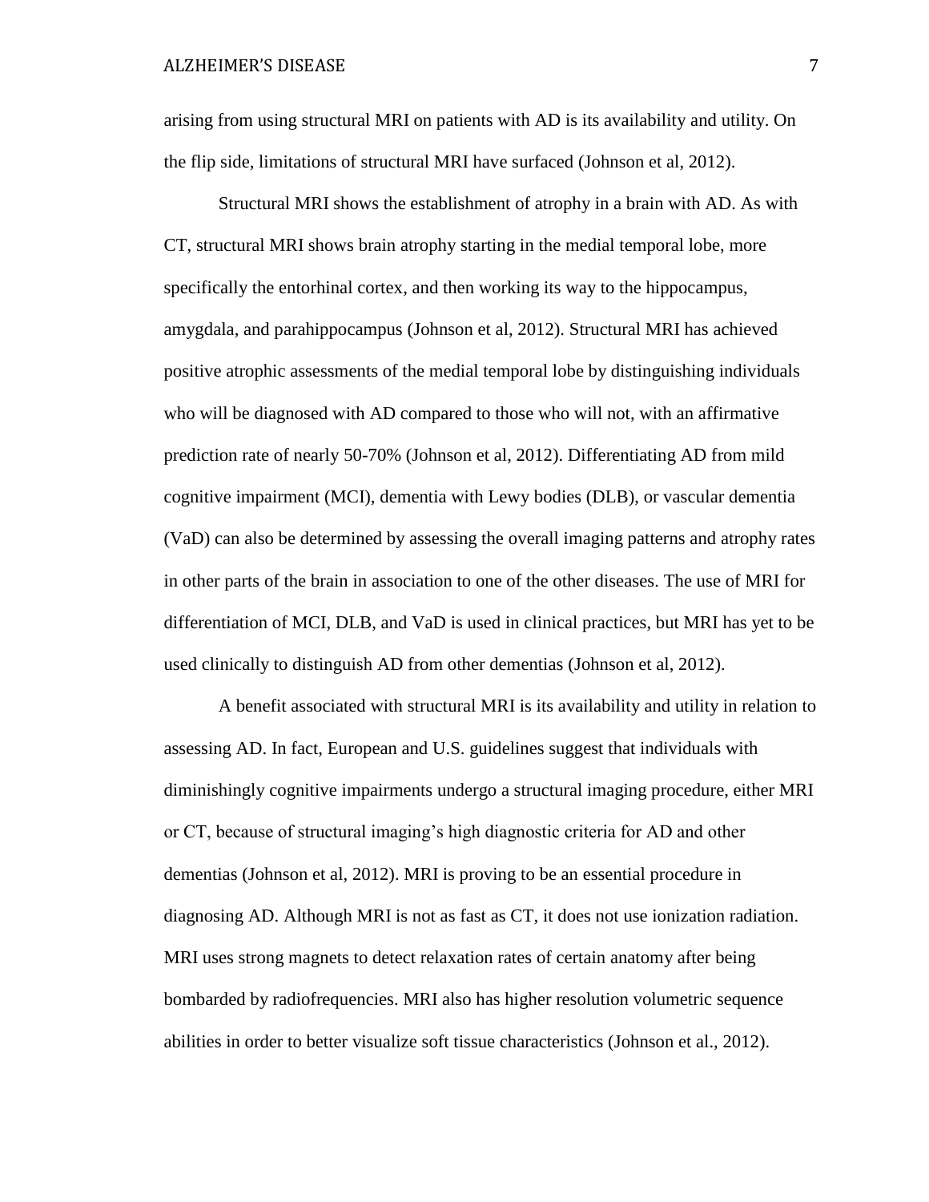arising from using structural MRI on patients with AD is its availability and utility. On the flip side, limitations of structural MRI have surfaced (Johnson et al, 2012).

Structural MRI shows the establishment of atrophy in a brain with AD. As with CT, structural MRI shows brain atrophy starting in the medial temporal lobe, more specifically the entorhinal cortex, and then working its way to the hippocampus, amygdala, and parahippocampus (Johnson et al, 2012). Structural MRI has achieved positive atrophic assessments of the medial temporal lobe by distinguishing individuals who will be diagnosed with AD compared to those who will not, with an affirmative prediction rate of nearly 50-70% (Johnson et al, 2012). Differentiating AD from mild cognitive impairment (MCI), dementia with Lewy bodies (DLB), or vascular dementia (VaD) can also be determined by assessing the overall imaging patterns and atrophy rates in other parts of the brain in association to one of the other diseases. The use of MRI for differentiation of MCI, DLB, and VaD is used in clinical practices, but MRI has yet to be used clinically to distinguish AD from other dementias (Johnson et al, 2012).

A benefit associated with structural MRI is its availability and utility in relation to assessing AD. In fact, European and U.S. guidelines suggest that individuals with diminishingly cognitive impairments undergo a structural imaging procedure, either MRI or CT, because of structural imaging's high diagnostic criteria for AD and other dementias (Johnson et al, 2012). MRI is proving to be an essential procedure in diagnosing AD. Although MRI is not as fast as CT, it does not use ionization radiation. MRI uses strong magnets to detect relaxation rates of certain anatomy after being bombarded by radiofrequencies. MRI also has higher resolution volumetric sequence abilities in order to better visualize soft tissue characteristics (Johnson et al., 2012).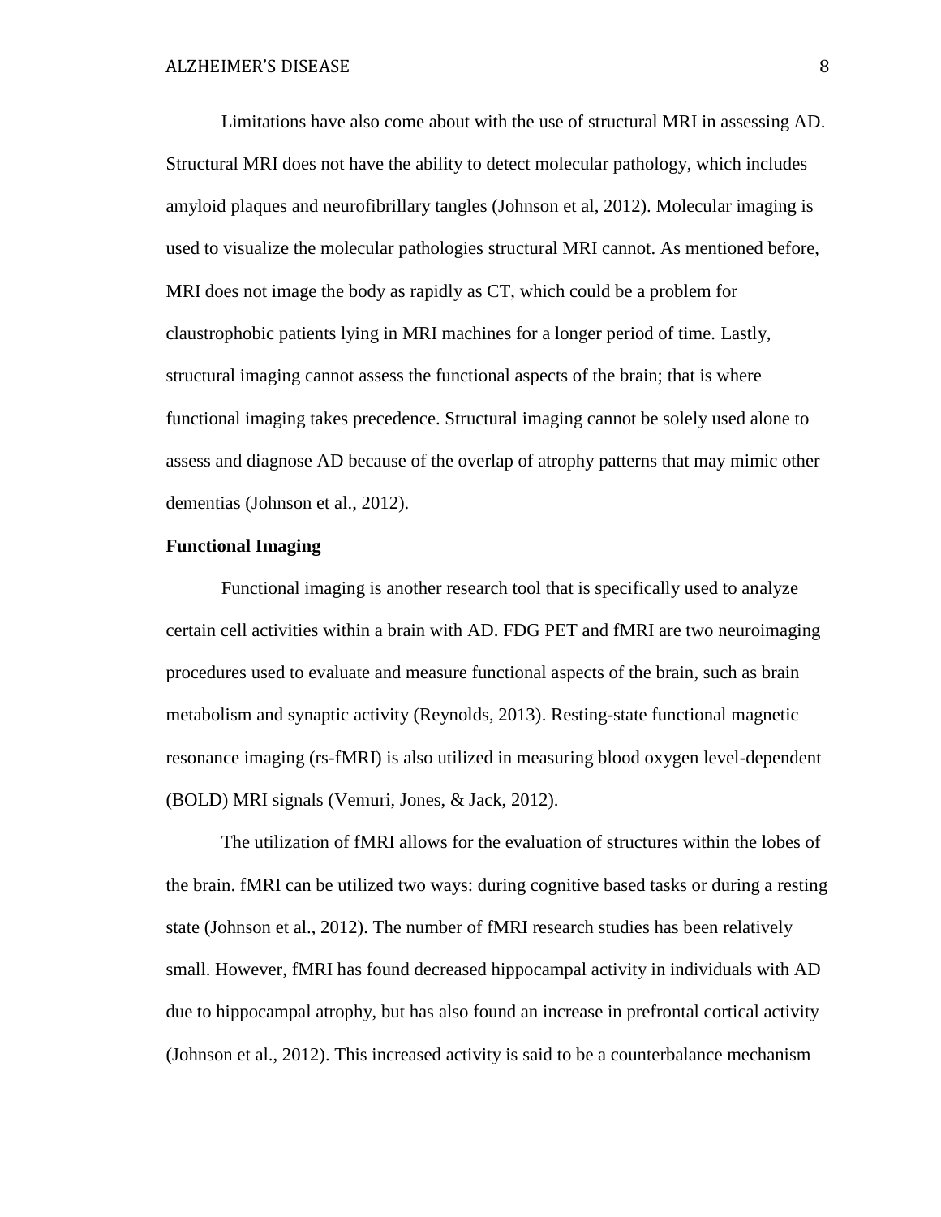Limitations have also come about with the use of structural MRI in assessing AD. Structural MRI does not have the ability to detect molecular pathology, which includes amyloid plaques and neurofibrillary tangles (Johnson et al, 2012). Molecular imaging is used to visualize the molecular pathologies structural MRI cannot. As mentioned before, MRI does not image the body as rapidly as CT, which could be a problem for claustrophobic patients lying in MRI machines for a longer period of time. Lastly, structural imaging cannot assess the functional aspects of the brain; that is where functional imaging takes precedence. Structural imaging cannot be solely used alone to assess and diagnose AD because of the overlap of atrophy patterns that may mimic other dementias (Johnson et al., 2012).

**Functional Imaging**

Functional imaging is another research tool that is specifically used to analyze certain cell activities within a brain with AD. FDG PET and fMRI are two neuroimaging procedures used to evaluate and measure functional aspects of the brain, such as brain metabolism and synaptic activity (Reynolds, 2013). Resting-state functional magnetic resonance imaging (rs-fMRI) is also utilized in measuring blood oxygen level-dependent (BOLD) MRI signals (Vemuri, Jones, & Jack, 2012).

The utilization of fMRI allows for the evaluation of structures within the lobes of the brain. fMRI can be utilized two ways: during cognitive based tasks or during a resting state (Johnson et al., 2012). The number of fMRI research studies has been relatively small. However, fMRI has found decreased hippocampal activity in individuals with AD due to hippocampal atrophy, but has also found an increase in prefrontal cortical activity (Johnson et al., 2012). This increased activity is said to be a counterbalance mechanism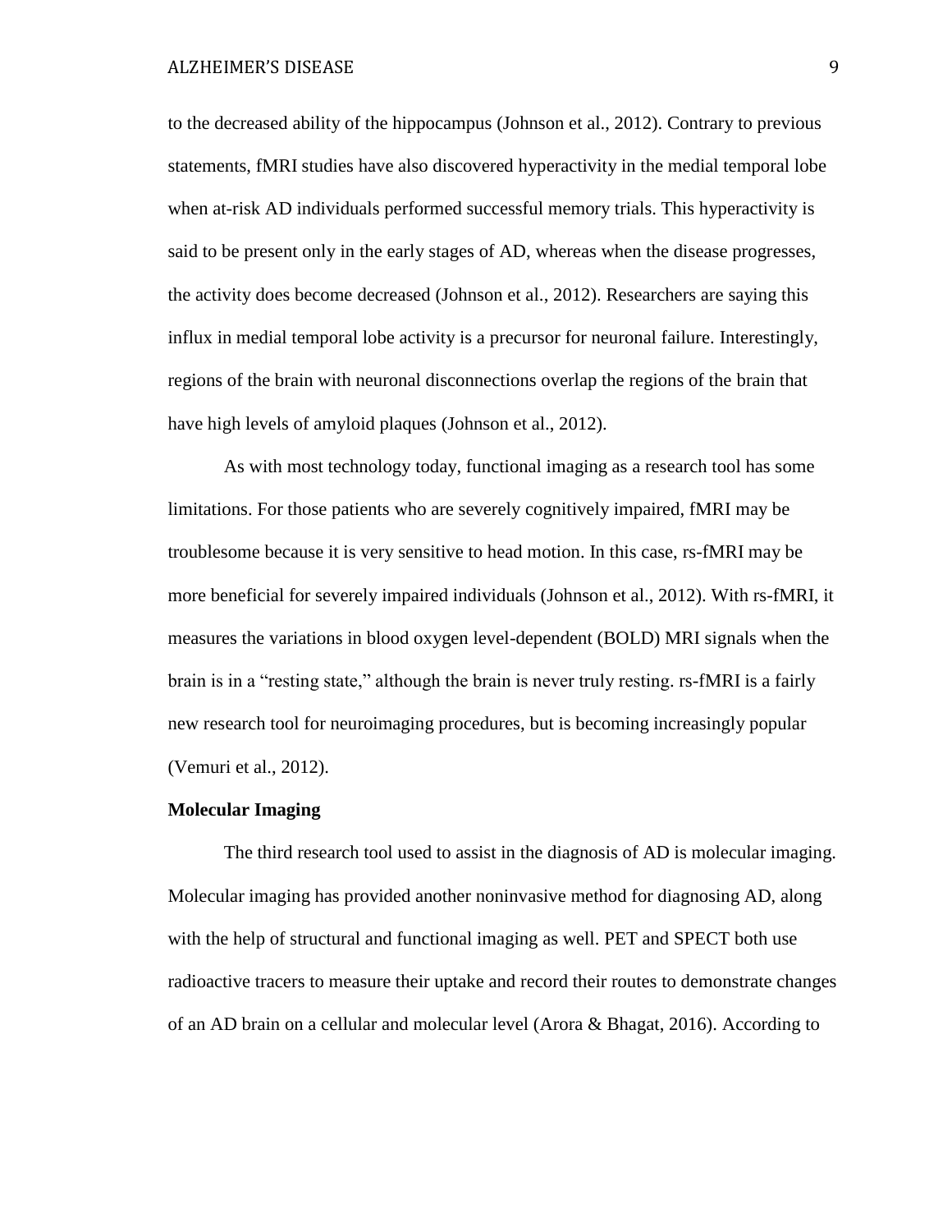to the decreased ability of the hippocampus (Johnson et al., 2012). Contrary to previous statements, fMRI studies have also discovered hyperactivity in the medial temporal lobe when at-risk AD individuals performed successful memory trials. This hyperactivity is said to be present only in the early stages of AD, whereas when the disease progresses, the activity does become decreased (Johnson et al., 2012). Researchers are saying this influx in medial temporal lobe activity is a precursor for neuronal failure. Interestingly, regions of the brain with neuronal disconnections overlap the regions of the brain that have high levels of amyloid plaques (Johnson et al., 2012).

As with most technology today, functional imaging as a research tool has some limitations. For those patients who are severely cognitively impaired, fMRI may be troublesome because it is very sensitive to head motion. In this case, rs-fMRI may be more beneficial for severely impaired individuals (Johnson et al., 2012). With rs-fMRI, it measures the variations in blood oxygen level-dependent (BOLD) MRI signals when the brain is in a "resting state," although the brain is never truly resting. rs-fMRI is a fairly new research tool for neuroimaging procedures, but is becoming increasingly popular (Vemuri et al., 2012).

**Molecular Imaging**

The third research tool used to assist in the diagnosis of AD is molecular imaging. Molecular imaging has provided another noninvasive method for diagnosing AD, along with the help of structural and functional imaging as well. PET and SPECT both use radioactive tracers to measure their uptake and record their routes to demonstrate changes of an AD brain on a cellular and molecular level (Arora & Bhagat, 2016). According to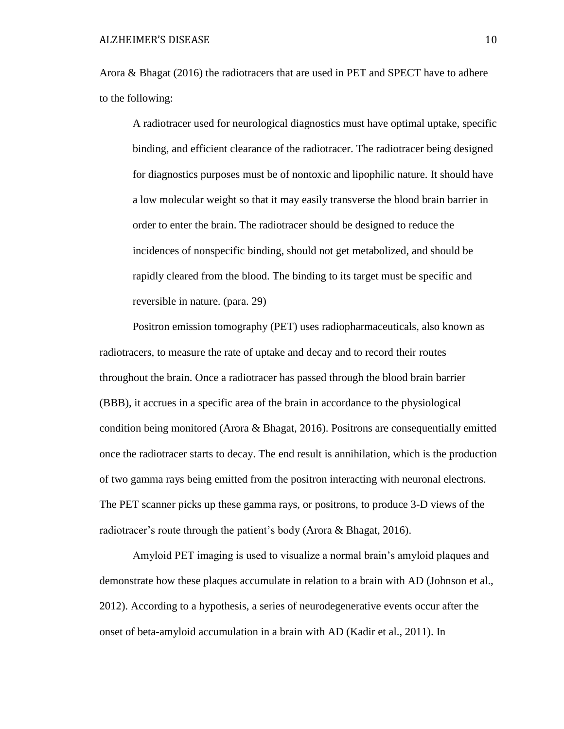Arora & Bhagat (2016) the radiotracers that are used in PET and SPECT have to adhere to the following:

> A radiotracer used for neurological diagnostics must have optimal uptake, specific binding, and efficient clearance of the radiotracer. The radiotracer being designed for diagnostics purposes must be of nontoxic and lipophilic nature. It should have a low molecular weight so that it may easily transverse the blood brain barrier in order to enter the brain. The radiotracer should be designed to reduce the incidences of nonspecific binding, should not get metabolized, and should be rapidly cleared from the blood. The binding to its target must be specific and reversible in nature. (para. 29)

Positron emission tomography (PET) uses radiopharmaceuticals, also known as radiotracers, to measure the rate of uptake and decay and to record their routes throughout the brain. Once a radiotracer has passed through the blood brain barrier (BBB), it accrues in a specific area of the brain in accordance to the physiological condition being monitored (Arora & Bhagat, 2016). Positrons are consequentially emitted once the radiotracer starts to decay. The end result is annihilation, which is the production of two gamma rays being emitted from the positron interacting with neuronal electrons. The PET scanner picks up these gamma rays, or positrons, to produce 3-D views of the radiotracer's route through the patient's body (Arora & Bhagat, 2016).

Amyloid PET imaging is used to visualize a normal brain's amyloid plaques and demonstrate how these plaques accumulate in relation to a brain with AD (Johnson et al., 2012). According to a hypothesis, a series of neurodegenerative events occur after the onset of beta-amyloid accumulation in a brain with AD (Kadir et al., 2011). In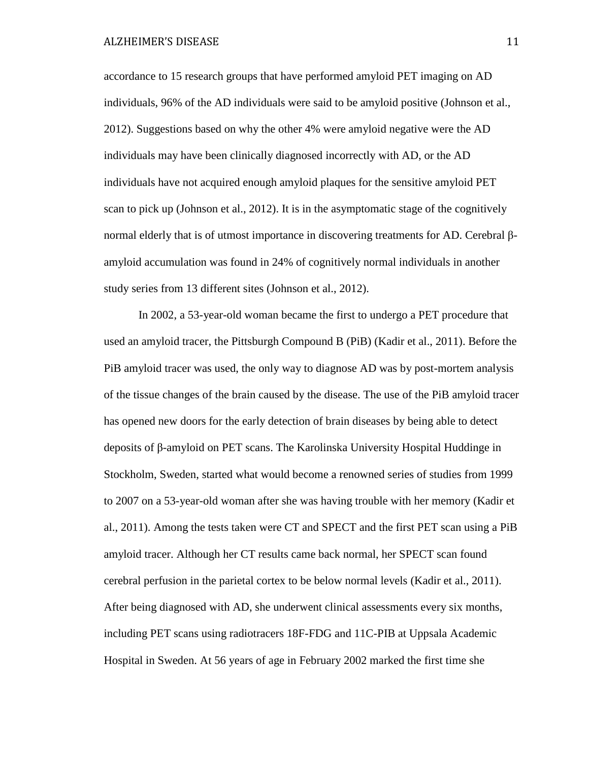accordance to 15 research groups that have performed amyloid PET imaging on AD individuals, 96% of the AD individuals were said to be amyloid positive (Johnson et al., 2012). Suggestions based on why the other 4% were amyloid negative were the AD individuals may have been clinically diagnosed incorrectly with AD, or the AD individuals have not acquired enough amyloid plaques for the sensitive amyloid PET scan to pick up (Johnson et al., 2012). It is in the asymptomatic stage of the cognitively normal elderly that is of utmost importance in discovering treatments for AD. Cerebral β-amyloid accumulation was found in 24% of cognitively normal individuals in another study series from 13 different sites (Johnson et al., 2012).

In 2002, a 53-year-old woman became the first to undergo a PET procedure that used an amyloid tracer, the Pittsburgh Compound B (PiB) (Kadir et al., 2011). Before the PiB amyloid tracer was used, the only way to diagnose AD was by post-mortem analysis of the tissue changes of the brain caused by the disease. The use of the PiB amyloid tracer has opened new doors for the early detection of brain diseases by being able to detect deposits of β-amyloid on PET scans. The Karolinska University Hospital Huddinge in Stockholm, Sweden, started what would become a renowned series of studies from 1999 to 2007 on a 53-year-old woman after she was having trouble with her memory (Kadir et al., 2011). Among the tests taken were CT and SPECT and the first PET scan using a PiB amyloid tracer. Although her CT results came back normal, her SPECT scan found cerebral perfusion in the parietal cortex to be below normal levels (Kadir et al., 2011). After being diagnosed with AD, she underwent clinical assessments every six months, including PET scans using radiotracers 18F-FDG and 11C-PIB at Uppsala Academic Hospital in Sweden. At 56 years of age in February 2002 marked the first time she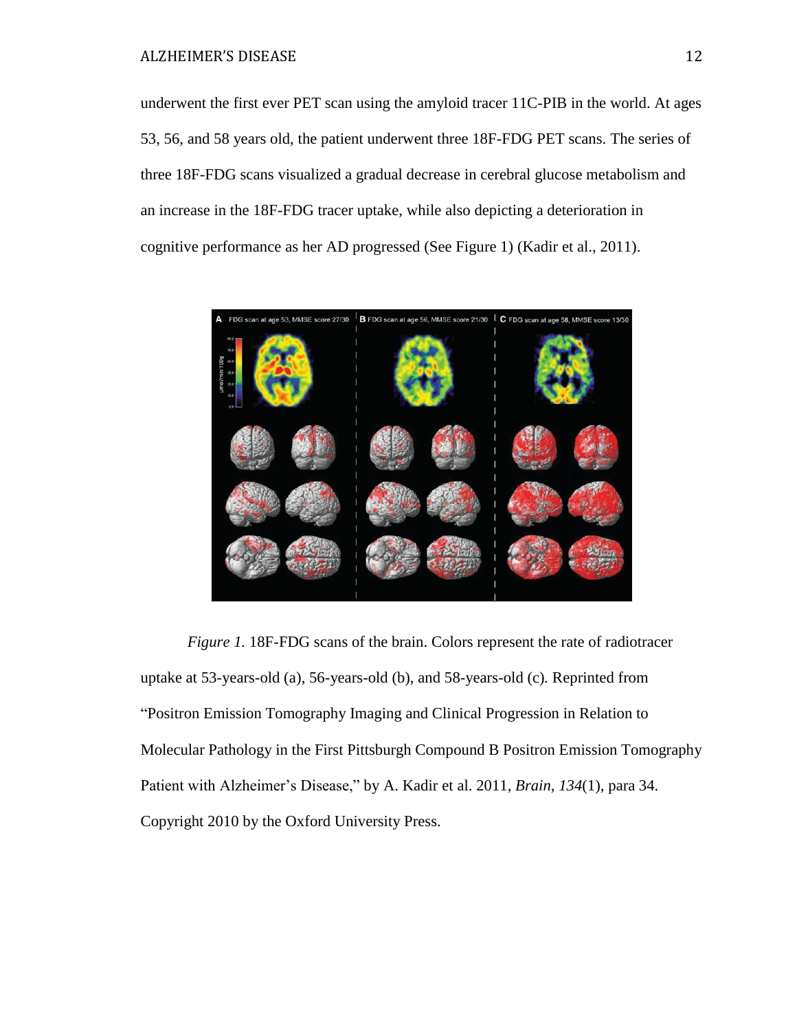underwent the first ever PET scan using the amyloid tracer 11C-PIB in the world. At ages 53, 56, and 58 years old, the patient underwent three 18F-FDG PET scans. The series of three 18F-FDG scans visualized a gradual decrease in cerebral glucose metabolism and an increase in the 18F-FDG tracer uptake, while also depicting a deterioration in cognitive performance as her AD progressed (See Figure 1) (Kadir et al., 2011).

*Figure 1.* 18F-FDG scans of the brain. Colors represent the rate of radiotracer uptake at 53-years-old (a), 56-years-old (b), and 58-years-old (c). Reprinted from "Positron Emission Tomography Imaging and Clinical Progression in Relation to Molecular Pathology in the First Pittsburgh Compound B Positron Emission Tomography Patient with Alzheimer's Disease," by A. Kadir et al. 2011, *Brain*, *134*(1), para 34. Copyright 2010 by the Oxford University Press.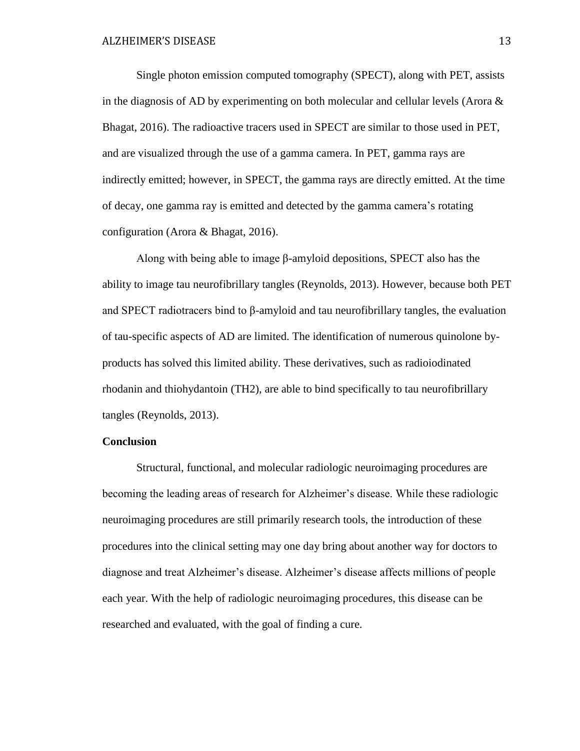Single photon emission computed tomography (SPECT), along with PET, assists in the diagnosis of AD by experimenting on both molecular and cellular levels (Arora & Bhagat, 2016). The radioactive tracers used in SPECT are similar to those used in PET, and are visualized through the use of a gamma camera. In PET, gamma rays are indirectly emitted; however, in SPECT, the gamma rays are directly emitted. At the time of decay, one gamma ray is emitted and detected by the gamma camera's rotating configuration (Arora & Bhagat, 2016).

Along with being able to image β-amyloid depositions, SPECT also has the ability to image tau neurofibrillary tangles (Reynolds, 2013). However, because both PET and SPECT radiotracers bind to β-amyloid and tau neurofibrillary tangles, the evaluation of tau-specific aspects of AD are limited. The identification of numerous quinolone by-products has solved this limited ability. These derivatives, such as radioiodinated rhodanin and thiohydantoin (TH2), are able to bind specifically to tau neurofibrillary tangles (Reynolds, 2013).

**Conclusion**

Structural, functional, and molecular radiologic neuroimaging procedures are becoming the leading areas of research for Alzheimer's disease. While these radiologic neuroimaging procedures are still primarily research tools, the introduction of these procedures into the clinical setting may one day bring about another way for doctors to diagnose and treat Alzheimer's disease. Alzheimer's disease affects millions of people each year. With the help of radiologic neuroimaging procedures, this disease can be researched and evaluated, with the goal of finding a cure.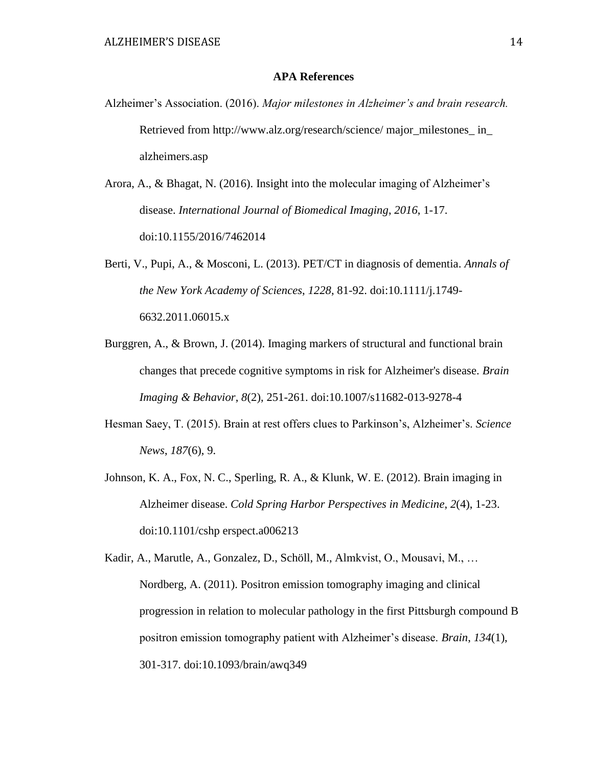# APA References

Alzheimer's Association. (2016). *Major milestones in Alzheimer's and brain research.* Retrieved from http://www.alz.org/research/science/ major_milestones_ in_ alzheimers.asp

Arora, A., & Bhagat, N. (2016). Insight into the molecular imaging of Alzheimer's disease. *International Journal of Biomedical Imaging*, *2016*, 1-17. doi:10.1155/2016/7462014

Berti, V., Pupi, A., & Mosconi, L. (2013). PET/CT in diagnosis of dementia. *Annals of the New York Academy of Sciences*, *1228*, 81-92. doi:10.1111/j.1749-6632.2011.06015.x

Burggren, A., & Brown, J. (2014). Imaging markers of structural and functional brain changes that precede cognitive symptoms in risk for Alzheimer's disease. *Brain Imaging & Behavior*, *8*(2), 251-261. doi:10.1007/s11682-013-9278-4

Hesman Saey, T. (2015). Brain at rest offers clues to Parkinson's, Alzheimer's. *Science News*, *187*(6), 9.

Johnson, K. A., Fox, N. C., Sperling, R. A., & Klunk, W. E. (2012). Brain imaging in Alzheimer disease. *Cold Spring Harbor Perspectives in Medicine*, *2*(4), 1-23. doi:10.1101/cshp erspect.a006213

Kadir, A., Marutle, A., Gonzalez, D., Schöll, M., Almkvist, O., Mousavi, M., … Nordberg, A. (2011). Positron emission tomography imaging and clinical progression in relation to molecular pathology in the first Pittsburgh compound B positron emission tomography patient with Alzheimer's disease. *Brain*, *134*(1), 301-317. doi:10.1093/brain/awq349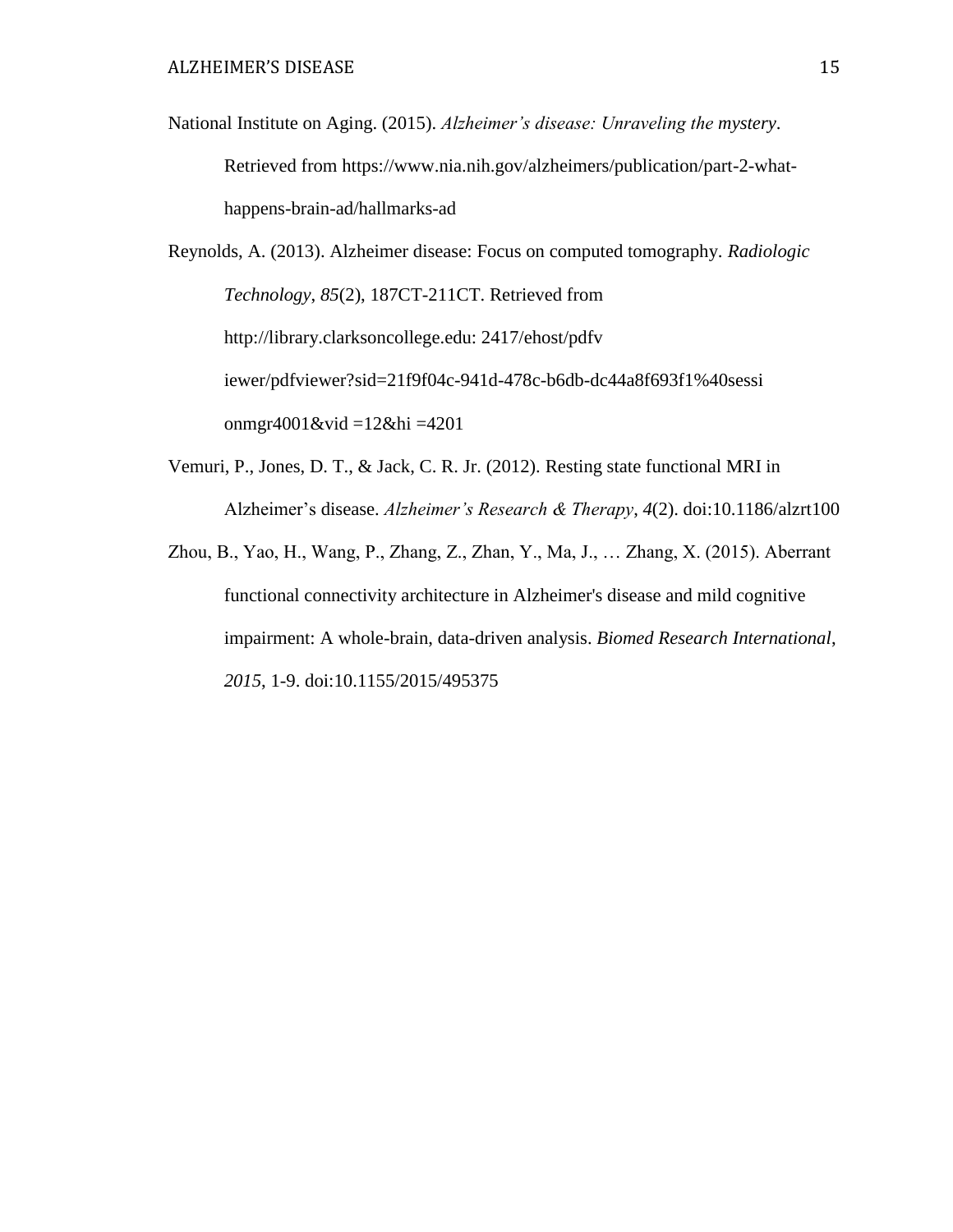National Institute on Aging. (2015). *Alzheimer's disease: Unraveling the mystery*. Retrieved from https://www.nia.nih.gov/alzheimers/publication/part-2-what-happens-brain-ad/hallmarks-ad

Reynolds, A. (2013). Alzheimer disease: Focus on computed tomography. *Radiologic Technology*, *85*(2), 187CT-211CT. Retrieved from http://library.clarksoncollege.edu: 2417/ehost/pdfviewer/pdfviewer?sid=21f9f04c-941d-478c-b6db-dc44a8f693f1%40sessionmgr4001&vid =12&hi =4201

Vemuri, P., Jones, D. T., & Jack, C. R. Jr. (2012). Resting state functional MRI in Alzheimer's disease. *Alzheimer's Research & Therapy*, *4*(2). doi:10.1186/alzrt100

Zhou, B., Yao, H., Wang, P., Zhang, Z., Zhan, Y., Ma, J., … Zhang, X. (2015). Aberrant functional connectivity architecture in Alzheimer's disease and mild cognitive impairment: A whole-brain, data-driven analysis. *Biomed Research International*, *2015*, 1-9. doi:10.1155/2015/495375